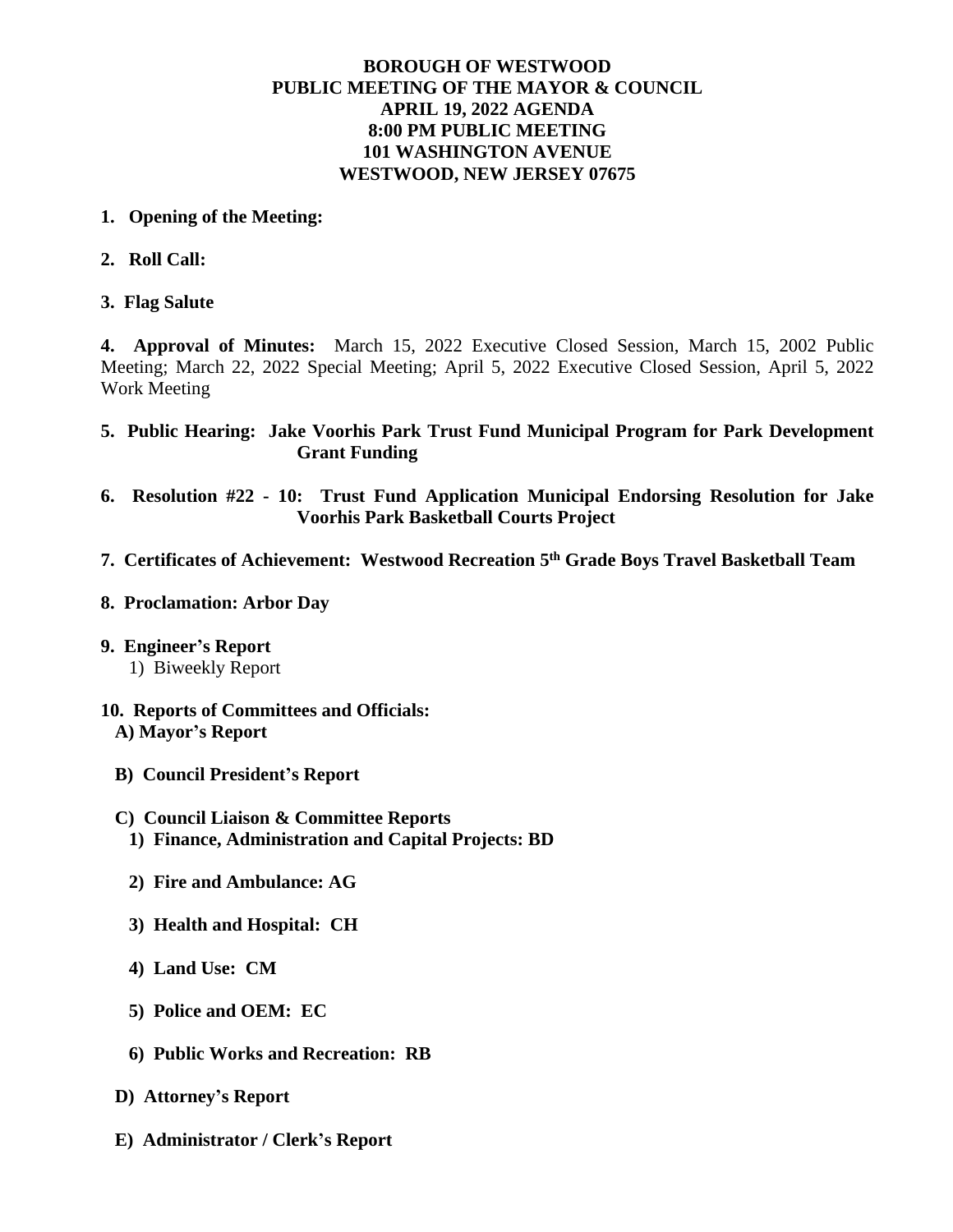**BOROUGH OF WESTWOOD**
**PUBLIC MEETING OF THE MAYOR & COUNCIL**
**APRIL 19, 2022 AGENDA**
**8:00 PM PUBLIC MEETING**
**101 WASHINGTON AVENUE**
**WESTWOOD, NEW JERSEY 07675**

**1. Opening of the Meeting:**

**2. Roll Call:**

**3. Flag Salute**

**4. Approval of Minutes:** March 15, 2022 Executive Closed Session, March 15, 2002 Public Meeting; March 22, 2022 Special Meeting; April 5, 2022 Executive Closed Session, April 5, 2022 Work Meeting

**5. Public Hearing: Jake Voorhis Park Trust Fund Municipal Program for Park Development Grant Funding**

**6. Resolution #22 - 10: Trust Fund Application Municipal Endorsing Resolution for Jake Voorhis Park Basketball Courts Project**

**7. Certificates of Achievement: Westwood Recreation 5th Grade Boys Travel Basketball Team**

**8. Proclamation: Arbor Day**

**9. Engineer's Report**
1) Biweekly Report

**10. Reports of Committees and Officials:**
**A) Mayor's Report**

**B) Council President's Report**

**C) Council Liaison & Committee Reports**
**1) Finance, Administration and Capital Projects: BD**

**2) Fire and Ambulance: AG**

**3) Health and Hospital: CH**

**4) Land Use: CM**

**5) Police and OEM: EC**

**6) Public Works and Recreation: RB**

**D) Attorney's Report**

**E) Administrator / Clerk's Report**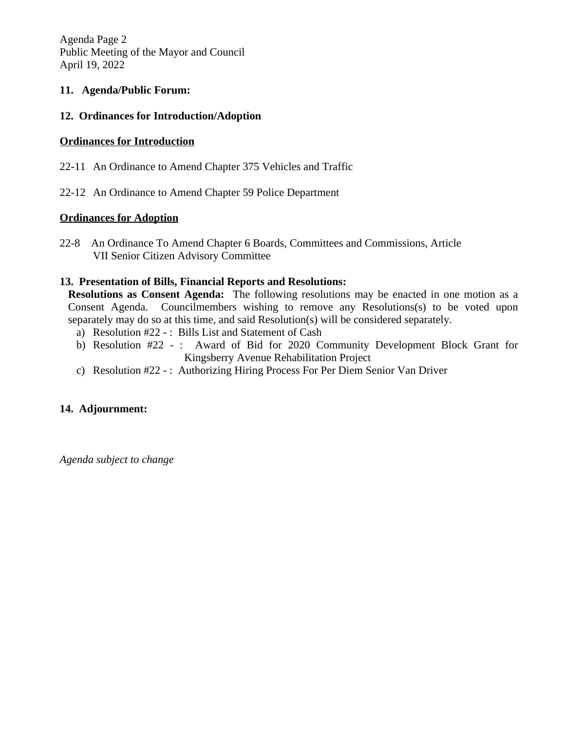**11. Agenda/Public Forum:**

**12. Ordinances for Introduction/Adoption**

**<u>Ordinances for Introduction</u>**

22-11 An Ordinance to Amend Chapter 375 Vehicles and Traffic

22-12 An Ordinance to Amend Chapter 59 Police Department

**<u>Ordinances for Adoption</u>**

22-8 An Ordinance To Amend Chapter 6 Boards, Committees and Commissions, Article VII Senior Citizen Advisory Committee

**13. Presentation of Bills, Financial Reports and Resolutions:**

**Resolutions as Consent Agenda:** The following resolutions may be enacted in one motion as a Consent Agenda. Councilmembers wishing to remove any Resolutions(s) to be voted upon separately may do so at this time, and said Resolution(s) will be considered separately.

a) Resolution #22 - : Bills List and Statement of Cash
b) Resolution #22 - : Award of Bid for 2020 Community Development Block Grant for Kingsberry Avenue Rehabilitation Project
c) Resolution #22 - : Authorizing Hiring Process For Per Diem Senior Van Driver

**14. Adjournment:**

*Agenda subject to change*